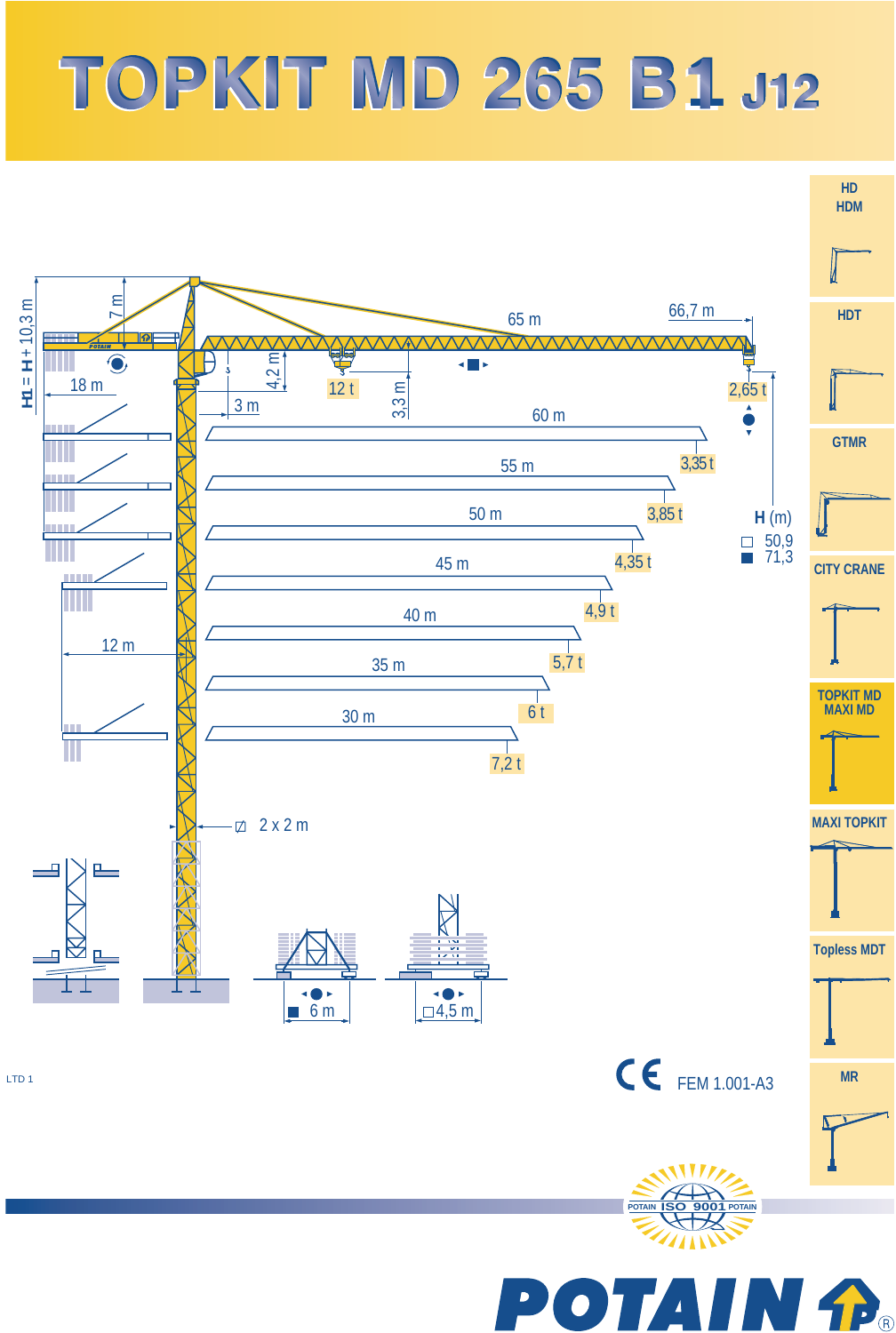# TOPKIT MD 265 B1 J12

- HD HDM
- HDT
- GTMR
- CITY CRANE
- TOPKIT MD MAXI MD
- MAXI TOPKIT
- Topless MDT
- MR

H1 = H + 10,3 m

7 m

18 m

65 m

66,7 m

4,2 m

12 t

3,3 m

2,65 t

3 m

| Jib length | Tip load |
|---|---|
| 60 m | 3,35 t |
| 55 m | 3,85 t |
| 50 m | 4,35 t |
| 45 m | 4,9 t |
| 40 m | 5,7 t |
| 35 m | 6 t |
| 30 m | 7,2 t |

**H** (m)
- □ 50,9
- ■ 71,3

12 m

2 x 2 m

■ 6 m

□ 4,5 m

LTD 1

CE FEM 1.001-A3

POTAIN ISO 9001 POTAIN

POTAIN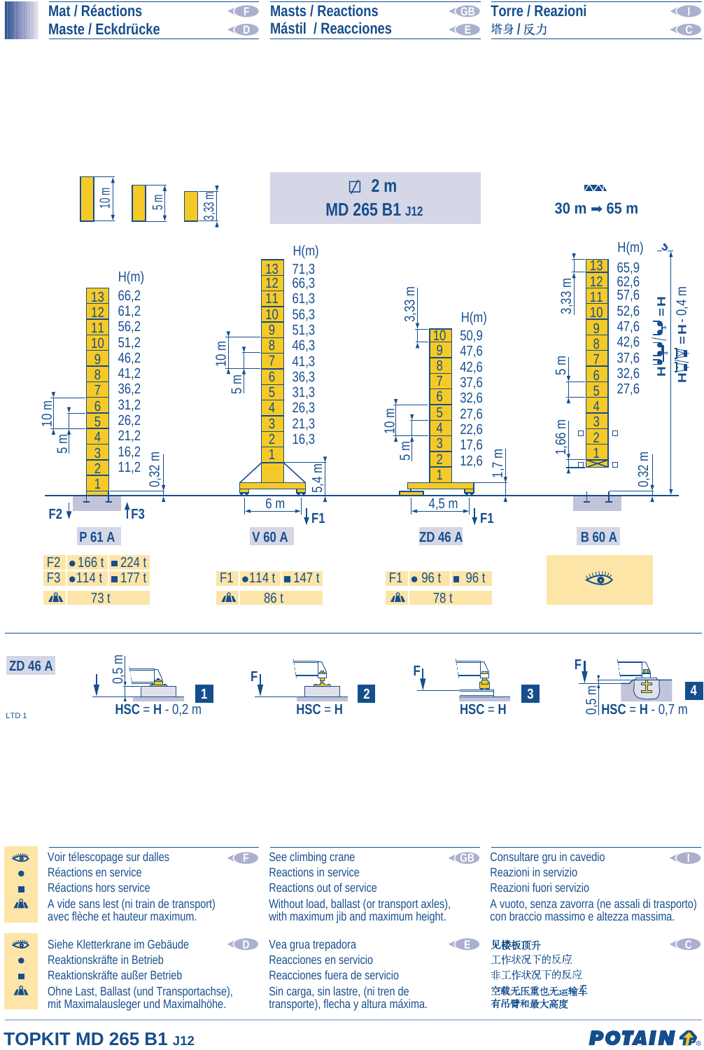# Mat / Réactions · Masts / Reactions · Torre / Reazioni · Maste / Eckdrücke · Mástil / Reacciones · 塔身 / 反力

Mast sections: 10 m · 5 m · 3,33 m

**⊡ 2 m**
**MD 265 B1 J12**

**30 m ➡ 65 m**

## P 61 A

| Section | H(m) |
|---|---|
| 13 | 66,2 |
| 12 | 61,2 |
| 11 | 56,2 |
| 10 | 51,2 |
| 9 | 46,2 |
| 8 | 41,2 |
| 7 | 36,2 |
| 6 | 31,2 |
| 5 | 26,2 |
| 4 | 21,2 |
| 3 | 16,2 |
| 2 | 11,2 |
| 1 | |

10 m · 5 m · 0,32 m

| | ● | ■ |
|---|---|---|
| F2 | 166 t | 224 t |
| F3 | 114 t | 177 t |
| (A vide) | 73 t | |

## V 60 A

| Section | H(m) |
|---|---|
| 13 | 71,3 |
| 12 | 66,3 |
| 11 | 61,3 |
| 10 | 56,3 |
| 9 | 51,3 |
| 8 | 46,3 |
| 7 | 41,3 |
| 6 | 36,3 |
| 5 | 31,3 |
| 4 | 26,3 |
| 3 | 21,3 |
| 2 | 16,3 |
| 1 | |

10 m · 5 m · 5,4 m · 6 m

| | ● | ■ |
|---|---|---|
| F1 | 114 t | 147 t |
| (A vide) | 86 t | |

## ZD 46 A

| Section | H(m) |
|---|---|
| 10 | 50,9 |
| 9 | 47,6 |
| 8 | 42,6 |
| 7 | 37,6 |
| 6 | 32,6 |
| 5 | 27,6 |
| 4 | 22,6 |
| 3 | 17,6 |
| 2 | 12,6 |
| 1 | |

3,33 m · 10 m · 5 m · 1,7 m · 4,5 m

| | ● | ■ |
|---|---|---|
| F1 | 96 t | 96 t |
| (A vide) | 78 t | |

## B 60 A

| Section | H(m) |
|---|---|
| 13 | 65,9 |
| 12 | 62,6 |
| 11 | 57,6 |
| 10 | 52,6 |
| 9 | 47,6 |
| 8 | 42,6 |
| 7 | 37,6 |
| 6 | 32,6 |
| 5 | 27,6 |
| 4 | |
| 3 | |
| 2 | |
| 1 | |

3,33 m · 5 m · 1,66 m · 0,32 m · H = H · H = H - 0,4 m

(Voir télescopage sur dalles)

## ZD 46 A

LTD 1

1. 0,5 m — HSC = H - 0,2 m
2. HSC = H
3. HSC = H
4. 0,5 m — HSC = H - 0,7 m

---

**F**
- (Œil) Voir télescopage sur dalles
- ● Réactions en service
- ■ Réactions hors service
- (A vide) A vide sans lest (ni train de transport) avec flèche et hauteur maximum.

**GB**
- (Eye) See climbing crane
- ● Reactions in service
- ■ Reactions out of service
- Without load, ballast (or transport axles), with maximum jib and maximum height.

**I**
- Consultare gru in cavedio
- ● Reazioni in servizio
- ■ Reazioni fuori servizio
- A vuoto, senza zavorra (ne assali di trasporto) con braccio massimo e altezza massima.

**D**
- Siehe Kletterkrane im Gebäude
- ● Reaktionskräfte in Betrieb
- ■ Reaktionskräfte außer Betrieb
- Ohne Last, Ballast (und Transportachse), mit Maximalausleger und Maximalhöhe.

**E**
- Vea grua trepadora
- ● Reacciones en servicio
- ■ Reacciones fuera de servicio
- Sin carga, sin lastre, (ni tren de transporte), flecha y altura máxima.

**C**
- 见楼板顶升
- ● 工作状况下的反应
- ■ 非工作状况下的反应
- 空载无压重也无运输车有吊臂和最大高度

**TOPKIT MD 265 B1 J12** — POTAIN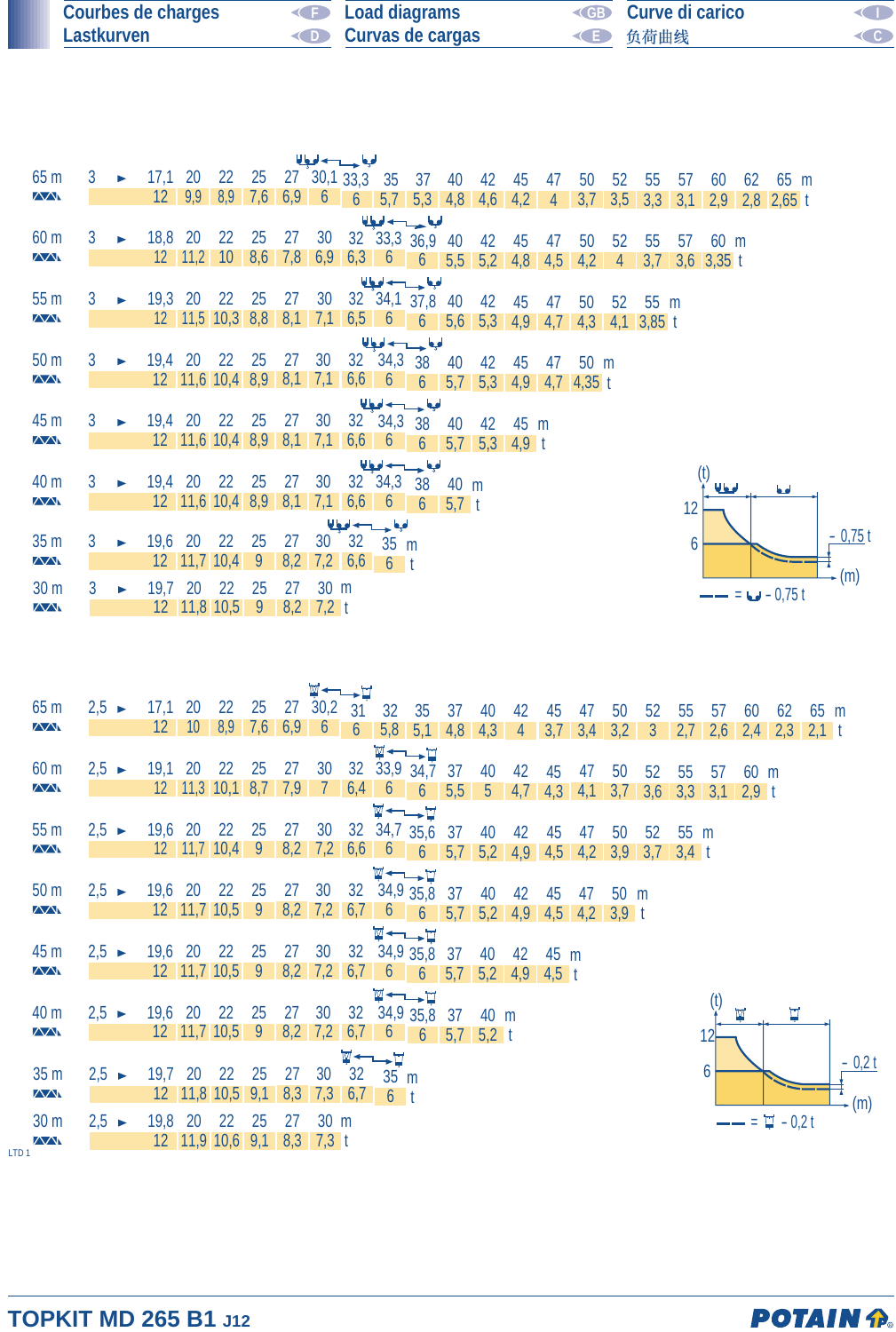# Courbes de charges / Load diagrams / Curve di carico / Lastkurven / Curvas de cargas / 负荷曲线

| Jib | min | | | | | | | | | | | | | | | | | | | | | | | |
|---|---|---|---|---|---|---|---|---|---|---|---|---|---|---|---|---|---|---|---|---|---|---|---|---|
| 65 m | 3 ► | 17,1 | 20 | 22 | 25 | 27 | 30,1 | 33,3 | 35 | 37 | 40 | 42 | 45 | 47 | 50 | 52 | 55 | 57 | 60 | 62 | 65 m | | | |
| | | 12 | 9,9 | 8,9 | 7,6 | 6,9 | 6 | 6 | 5,7 | 5,3 | 4,8 | 4,6 | 4,2 | 4 | 3,7 | 3,5 | 3,3 | 3,1 | 2,9 | 2,8 | 2,65 t | | | |
| 60 m | 3 ► | 18,8 | 20 | 22 | 25 | 27 | 30 | 32 | 33,3 | 36,9 | 40 | 42 | 45 | 47 | 50 | 52 | 55 | 57 | 60 m | | | | | |
| | | 12 | 11,2 | 10 | 8,6 | 7,8 | 6,9 | 6,3 | 6 | 6 | 5,5 | 5,2 | 4,8 | 4,5 | 4,2 | 4 | 3,7 | 3,6 | 3,35 t | | | | | |
| 55 m | 3 ► | 19,3 | 20 | 22 | 25 | 27 | 30 | 32 | 34,1 | 37,8 | 40 | 42 | 45 | 47 | 50 | 52 | 55 m | | | | | | | |
| | | 12 | 11,5 | 10,3 | 8,8 | 8,1 | 7,1 | 6,5 | 6 | 6 | 5,6 | 5,3 | 4,9 | 4,7 | 4,3 | 4,1 | 3,85 t | | | | | | | |
| 50 m | 3 ► | 19,4 | 20 | 22 | 25 | 27 | 30 | 32 | 34,3 | 38 | 40 | 42 | 45 | 47 | 50 m | | | | | | | | | |
| | | 12 | 11,6 | 10,4 | 8,9 | 8,1 | 7,1 | 6,6 | 6 | 6 | 5,7 | 5,3 | 4,9 | 4,7 | 4,35 t | | | | | | | | | |
| 45 m | 3 ► | 19,4 | 20 | 22 | 25 | 27 | 30 | 32 | 34,3 | 38 | 40 | 42 | 45 m | | | | | | | | | | | |
| | | 12 | 11,6 | 10,4 | 8,9 | 8,1 | 7,1 | 6,6 | 6 | 6 | 5,7 | 5,3 | 4,9 t | | | | | | | | | | | |
| 40 m | 3 ► | 19,4 | 20 | 22 | 25 | 27 | 30 | 32 | 34,3 | 38 | 40 m | | | | | | | | | | | | | |
| | | 12 | 11,6 | 10,4 | 8,9 | 8,1 | 7,1 | 6,6 | 6 | 6 | 5,7 t | | | | | | | | | | | | | |
| 35 m | 3 ► | 19,6 | 20 | 22 | 25 | 27 | 30 | 32 | 35 m | | | | | | | | | | | | | | | |
| | | 12 | 11,7 | 10,4 | 9 | 8,2 | 7,2 | 6,6 | 6 t | | | | | | | | | | | | | | | |
| 30 m | 3 ► | 19,7 | 20 | 22 | 25 | 27 | 30 m | | | | | | | | | | | | | | | | | |
| | | 12 | 11,8 | 10,5 | 9 | 8,2 | 7,2 t | | | | | | | | | | | | | | | | | |

(t) 12 / 6 — (m) — - 0,75 t

—— = - 0,75 t

| Jib | min | | | | | | | | | | | | | | | | | | | | | | |
|---|---|---|---|---|---|---|---|---|---|---|---|---|---|---|---|---|---|---|---|---|---|---|---|
| 65 m | 2,5 ► | 17,1 | 20 | 22 | 25 | 27 | 30,2 | 31 | 32 | 35 | 37 | 40 | 42 | 45 | 47 | 50 | 52 | 55 | 57 | 60 | 62 | 65 m | |
| | | 12 | 10 | 8,9 | 7,6 | 6,9 | 6 | 6 | 5,8 | 5,1 | 4,8 | 4,3 | 4 | 3,7 | 3,4 | 3,2 | 3 | 2,7 | 2,6 | 2,4 | 2,3 | 2,1 t | |
| 60 m | 2,5 ► | 19,1 | 20 | 22 | 25 | 27 | 30 | 32 | 33,9 | 34,7 | 37 | 40 | 42 | 45 | 47 | 50 | 52 | 55 | 57 | 60 m | | | |
| | | 12 | 11,3 | 10,1 | 8,7 | 7,9 | 7 | 6,4 | 6 | 6 | 5,5 | 5 | 4,7 | 4,3 | 4,1 | 3,7 | 3,6 | 3,3 | 3,1 | 2,9 t | | | |
| 55 m | 2,5 ► | 19,6 | 20 | 22 | 25 | 27 | 30 | 32 | 34,7 | 35,6 | 37 | 40 | 42 | 45 | 47 | 50 | 52 | 55 m | | | | | |
| | | 12 | 11,7 | 10,4 | 9 | 8,2 | 7,2 | 6,6 | 6 | 6 | 5,7 | 5,2 | 4,9 | 4,5 | 4,2 | 3,9 | 3,7 | 3,4 t | | | | | |
| 50 m | 2,5 ► | 19,6 | 20 | 22 | 25 | 27 | 30 | 32 | 34,9 | 35,8 | 37 | 40 | 42 | 45 | 47 | 50 m | | | | | | | |
| | | 12 | 11,7 | 10,5 | 9 | 8,2 | 7,2 | 6,7 | 6 | 6 | 5,7 | 5,2 | 4,9 | 4,5 | 4,2 | 3,9 t | | | | | | | |
| 45 m | 2,5 ► | 19,6 | 20 | 22 | 25 | 27 | 30 | 32 | 34,9 | 35,8 | 37 | 40 | 42 | 45 m | | | | | | | | | |
| | | 12 | 11,7 | 10,5 | 9 | 8,2 | 7,2 | 6,7 | 6 | 6 | 5,7 | 5,2 | 4,9 | 4,5 t | | | | | | | | | |
| 40 m | 2,5 ► | 19,6 | 20 | 22 | 25 | 27 | 30 | 32 | 34,9 | 35,8 | 37 | 40 m | | | | | | | | | | | |
| | | 12 | 11,7 | 10,5 | 9 | 8,2 | 7,2 | 6,7 | 6 | 6 | 5,7 | 5,2 t | | | | | | | | | | | |
| 35 m | 2,5 ► | 19,7 | 20 | 22 | 25 | 27 | 30 | 32 | 35 m | | | | | | | | | | | | | | |
| | | 12 | 11,8 | 10,5 | 9,1 | 8,3 | 7,3 | 6,7 | 6 t | | | | | | | | | | | | | | |
| 30 m | 2,5 ► | 19,8 | 20 | 22 | 25 | 27 | 30 m | | | | | | | | | | | | | | | | |
| | | 12 | 11,9 | 10,6 | 9,1 | 8,3 | 7,3 t | | | | | | | | | | | | | | | | |

(t) 12 / 6 — (m) — - 0,2 t

—— = - 0,2 t

LTD 1

TOPKIT MD 265 B1 J12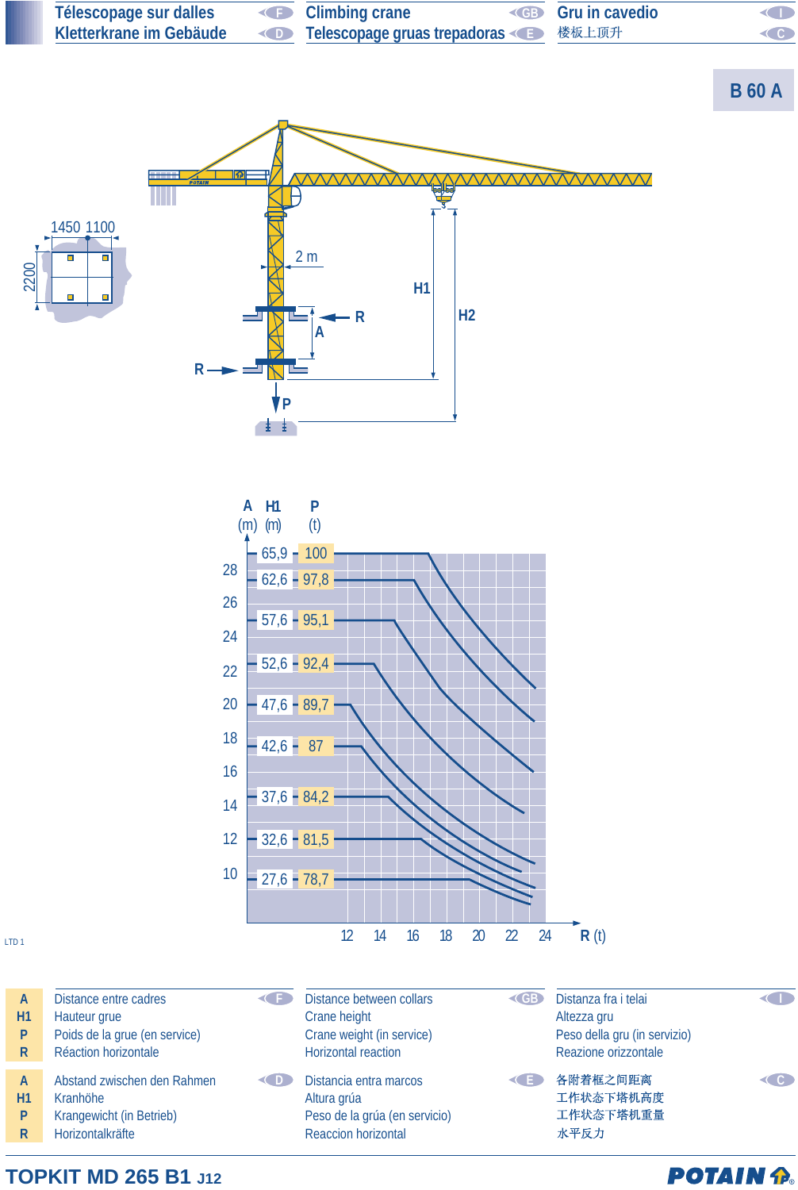Télescopage sur dalles (F) | Climbing crane (GB) | Gru in cavedio (I)
Kletterkrane im Gebäude (D) | Telescopage gruas trepadoras (E) | 楼板上顶升 (C)

# B 60 A

1450 1100

2200

2 m

H1

H2

A

R

R

P

| A (m) | H1 (m) | P (t) |
|---|---|---|
| | 65,9 | 100 |
| 28 | 62,6 | 97,8 |
| 26 | 57,6 | 95,1 |
| 24 | | |
| 22 | 52,6 | 92,4 |
| 20 | 47,6 | 89,7 |
| 18 | 42,6 | 87 |
| 16 | | |
| 14 | 37,6 | 84,2 |
| 12 | 32,6 | 81,5 |
| 10 | 27,6 | 78,7 |

R (t): 12 14 16 18 20 22 24

LTD 1

| | F | GB | I |
|---|---|---|---|
| A | Distance entre cadres | Distance between collars | Distanza fra i telai |
| H1 | Hauteur grue | Crane height | Altezza gru |
| P | Poids de la grue (en service) | Crane weight (in service) | Peso della gru (in servizio) |
| R | Réaction horizontale | Horizontal reaction | Reazione orizzontale |

| | D | E | C |
|---|---|---|---|
| A | Abstand zwischen den Rahmen | Distancia entra marcos | 各附着框之间距离 |
| H1 | Kranhöhe | Altura grúa | 工作状态下塔机高度 |
| P | Krangewicht (in Betrieb) | Peso de la grúa (en servicio) | 工作状态下塔机重量 |
| R | Horizontalkräfte | Reaccion horizontal | 水平反力 |

**TOPKIT MD 265 B1 J12**

POTAIN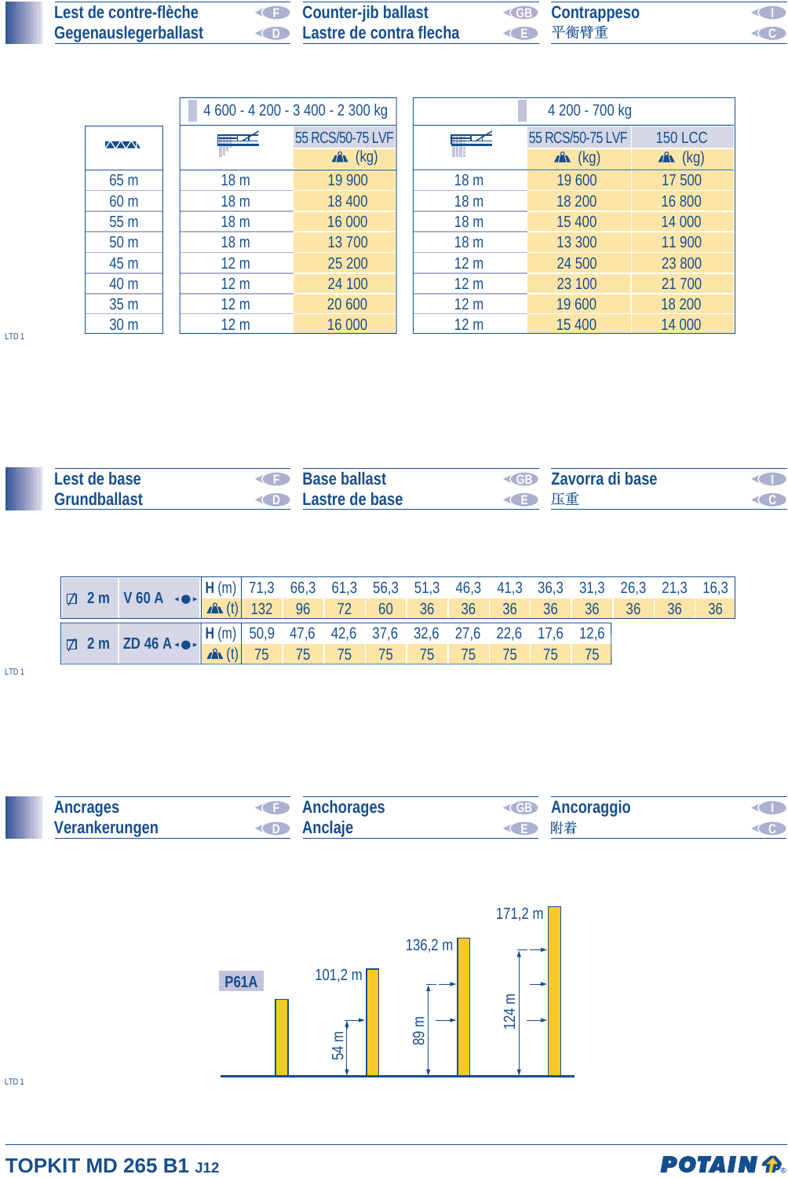## Lest de contre-flèche (F) / Gegenauslegerballast (D) / Counter-jib ballast (GB) / Lastre de contra flecha (E) / Contrappeso (I) / 平衡臂重 (C)

| | 4 600 - 4 200 - 3 400 - 2 300 kg | | 4 200 - 700 kg | | |
|---|---|---|---|---|---|
| | | 55 RCS/50-75 LVF (kg) | | 55 RCS/50-75 LVF (kg) | 150 LCC (kg) |
| 65 m | 18 m | 19 900 | 18 m | 19 600 | 17 500 |
| 60 m | 18 m | 18 400 | 18 m | 18 200 | 16 800 |
| 55 m | 18 m | 16 000 | 18 m | 15 400 | 14 000 |
| 50 m | 18 m | 13 700 | 18 m | 13 300 | 11 900 |
| 45 m | 12 m | 25 200 | 12 m | 24 500 | 23 800 |
| 40 m | 12 m | 24 100 | 12 m | 23 100 | 21 700 |
| 35 m | 12 m | 20 600 | 12 m | 19 600 | 18 200 |
| 30 m | 12 m | 16 000 | 12 m | 15 400 | 14 000 |

LTD 1

## Lest de base (F) / Grundballast (D) / Base ballast (GB) / Lastre de base (E) / Zavorra di base (I) / 压重 (C)

| | | | | | | | | | | | | | |
|---|---|---|---|---|---|---|---|---|---|---|---|---|---|
| 2 m | V 60 A | H (m) | 71,3 | 66,3 | 61,3 | 56,3 | 51,3 | 46,3 | 41,3 | 36,3 | 31,3 | 26,3 | 21,3 | 16,3 |
| | | (t) | 132 | 96 | 72 | 60 | 36 | 36 | 36 | 36 | 36 | 36 | 36 | 36 |
| 2 m | ZD 46 A | H (m) | 50,9 | 47,6 | 42,6 | 37,6 | 32,6 | 27,6 | 22,6 | 17,6 | 12,6 | | | |
| | | (t) | 75 | 75 | 75 | 75 | 75 | 75 | 75 | 75 | 75 | | | |

LTD 1

## Ancrages (F) / Verankerungen (D) / Anchorages (GB) / Anclaje (E) / Ancoraggio (I) / 附着 (C)

P61A

101,2 m — 54 m

136,2 m — 89 m

171,2 m — 124 m

LTD 1

TOPKIT MD 265 B1 J12

POTAIN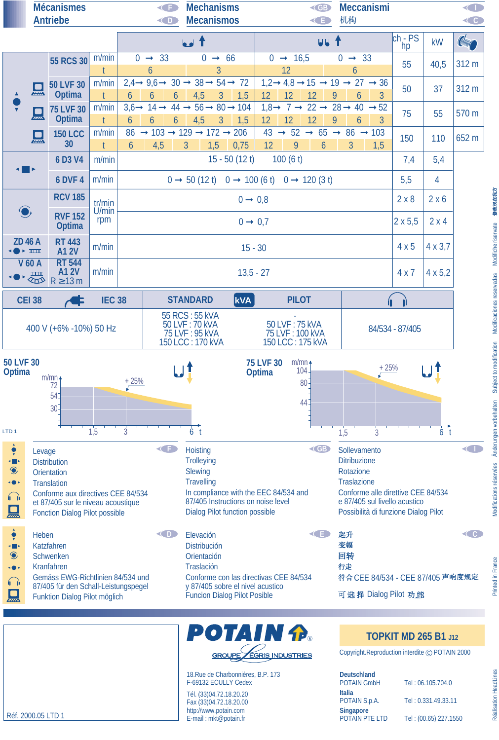| Mécanismes | Mechanisms | Meccanismi |
|---|---|---|
| Antriebe | Mecanismos | 机构 |

| | | | Hoisting (1 fall) | | Hoisting (2 falls) | | ch - PS hp | kW | |
|---|---|---|---|---|---|---|---|---|---|
| Hoisting | 55 RCS 30 | m/min | 0 → 33 | 0 → 66 | 0 → 16,5 | 0 → 33 | 55 | 40,5 | 312 m |
| | | t | 6 | 3 | 12 | 6 | | | |
| | 50 LVF 30 Optima | m/min | 2,4→ 9,6→ 30 → 38 → 54 → 72 | | 1,2→ 4,8 → 15 → 19 → 27 → 36 | | 50 | 37 | 312 m |
| | | t | 6 6 6 4,5 3 1,5 | | 12 12 12 9 6 3 | | | | |
| | 75 LVF 30 Optima | m/min | 3,6→ 14 → 44 → 56 → 80 → 104 | | 1,8→ 7 → 22 → 28 → 40 → 52 | | 75 | 55 | 570 m |
| | | t | 6 6 6 4,5 3 1,5 | | 12 12 12 9 6 3 | | | | |
| | 150 LCC 30 | m/min | 86 → 103 → 129 → 172 → 206 | | 43 → 52 → 65 → 86 → 103 | | 150 | 110 | 652 m |
| | | t | 6 4,5 3 1,5 0,75 | | 12 9 6 3 1,5 | | | | |
| Trolleying | 6 D3 V4 | m/min | 15 - 50 (12 t) 100 (6 t) | | | | 7,4 | 5,4 | |
| | 6 DVF 4 | m/min | 0 → 50 (12 t) 0 → 100 (6 t) 0 → 120 (3 t) | | | | 5,5 | 4 | |
| Slewing | RCV 185 | tr/min U/min rpm | 0 → 0,8 | | | | 2 x 8 | 2 x 6 | |
| | RVF 152 Optima | | 0 → 0,7 | | | | 2 x 5,5 | 2 x 4 | |
| ZD 46 A | RT 443 A1 2V | m/min | 15 - 30 | | | | 4 x 5 | 4 x 3,7 | |
| V 60 A | RT 544 A1 2V R ≥13 m | m/min | 13,5 - 27 | | | | 4 x 7 | 4 x 5,2 | |

| CEI 38 / IEC 38 | STANDARD (kVA) | PILOT | |
|---|---|---|---|
| 400 V (+6% -10%) 50 Hz | 55 RCS : 55 kVA<br>50 LVF : 70 kVA<br>75 LVF : 95 kVA<br>150 LCC : 170 kVA | -<br>50 LVF : 75 kVA<br>75 LVF : 100 kVA<br>150 LCC : 175 kVA | 84/534 - 87/405 |

**50 LVF 30 Optima**

m/mn
72
54
30
+ 25%
1,5
3
6 t

**75 LVF 30 Optima**

m/mn
104
80
44
+ 25%
1,5
3
6 t

LTD 1

**F**
- Levage
- Distribution
- Orientation
- Translation
- Conforme aux directives CEE 84/534 et 87/405 sur le niveau acoustique
- Fonction Dialog Pilot possible

**GB**
- Hoisting
- Trolleying
- Slewing
- Travelling
- In compliance with the EEC 84/534 and 87/405 Instructions on noise level
- Dialog Pilot function possible

**I**
- Sollevamento
- Ditribuzione
- Rotazione
- Traslazione
- Conforme alle direttive CEE 84/534 e 87/405 sul livello acustico
- Possibilità di funzione Dialog Pilot

**D**
- Heben
- Katzfahren
- Schwenken
- Kranfahren
- Gemäss EWG-Richtlinien 84/534 und 87/405 für den Schall-Leistungspegel
- Funktion Dialog Pilot möglich

**E**
- Elevación
- Distribución
- Orientación
- Traslación
- Conforme con las directivas CEE 84/534 y 87/405 sobre el nivel acustico
- Funcion Dialog Pilot Posible

**C**
- 起升
- 变幅
- 回转
- 行走
- 符合CEE 84/534 - CEE 87/405 声响度规定
- 可选择 Dialog Pilot 功能

Réf. 2000.05 LTD 1

**POTAIN**
GROUPE LEGRIS INDUSTRIES

18.Rue de Charbonnières, B.P. 173
F-69132 ECULLY Cedex

Tél. (33)04.72.18.20.20
Fax (33)04.72.18.20.00
http://www.potain.com
E-mail : mkt@potain.fr

**TOPKIT MD 265 B1 J12**

Copyright.Reproduction interdite © POTAIN 2000

**Deutschland**
POTAIN GmbH Tel : 06.105.704.0

**Italia**
POTAIN S.p.A. Tel : 0.331.49.33.11

**Singapore**
POTAIN PTE LTD Tel : (00.65) 227.1550

Modifications réservées · Änderungen vorbehalten · Subject to modification · Modificaciones reservadas · Modifiche riservate · 修改权在我方

Printed in France

Réalisation HeadLines